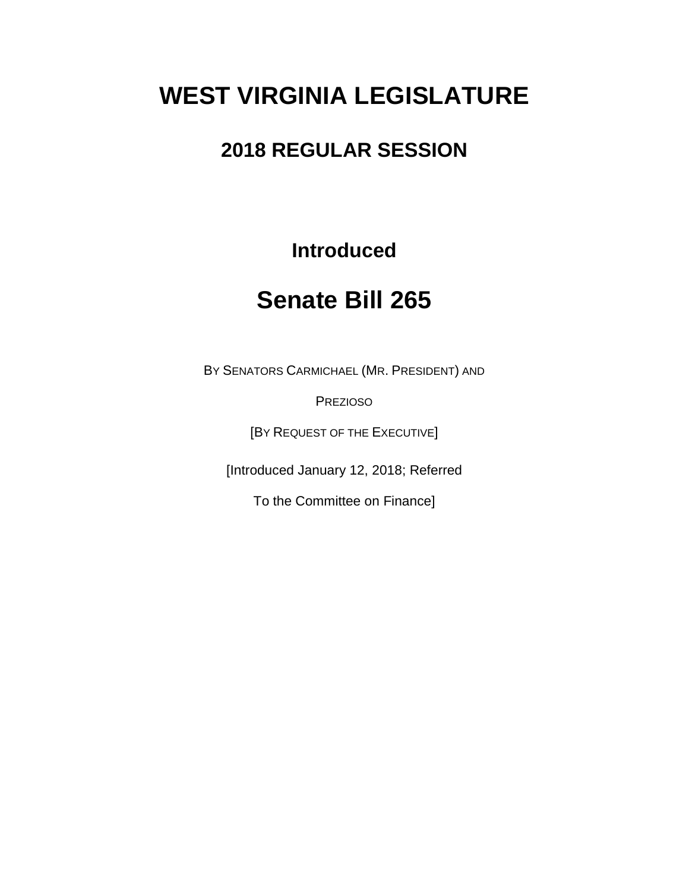# WEST VIRGINIA LEGISLATURE

## 2018 REGULAR SESSION

### Introduced

# Senate Bill 265

BY SENATORS CARMICHAEL (MR. PRESIDENT) AND PREZIOSO

[BY REQUEST OF THE EXECUTIVE]

[Introduced January 12, 2018; Referred To the Committee on Finance]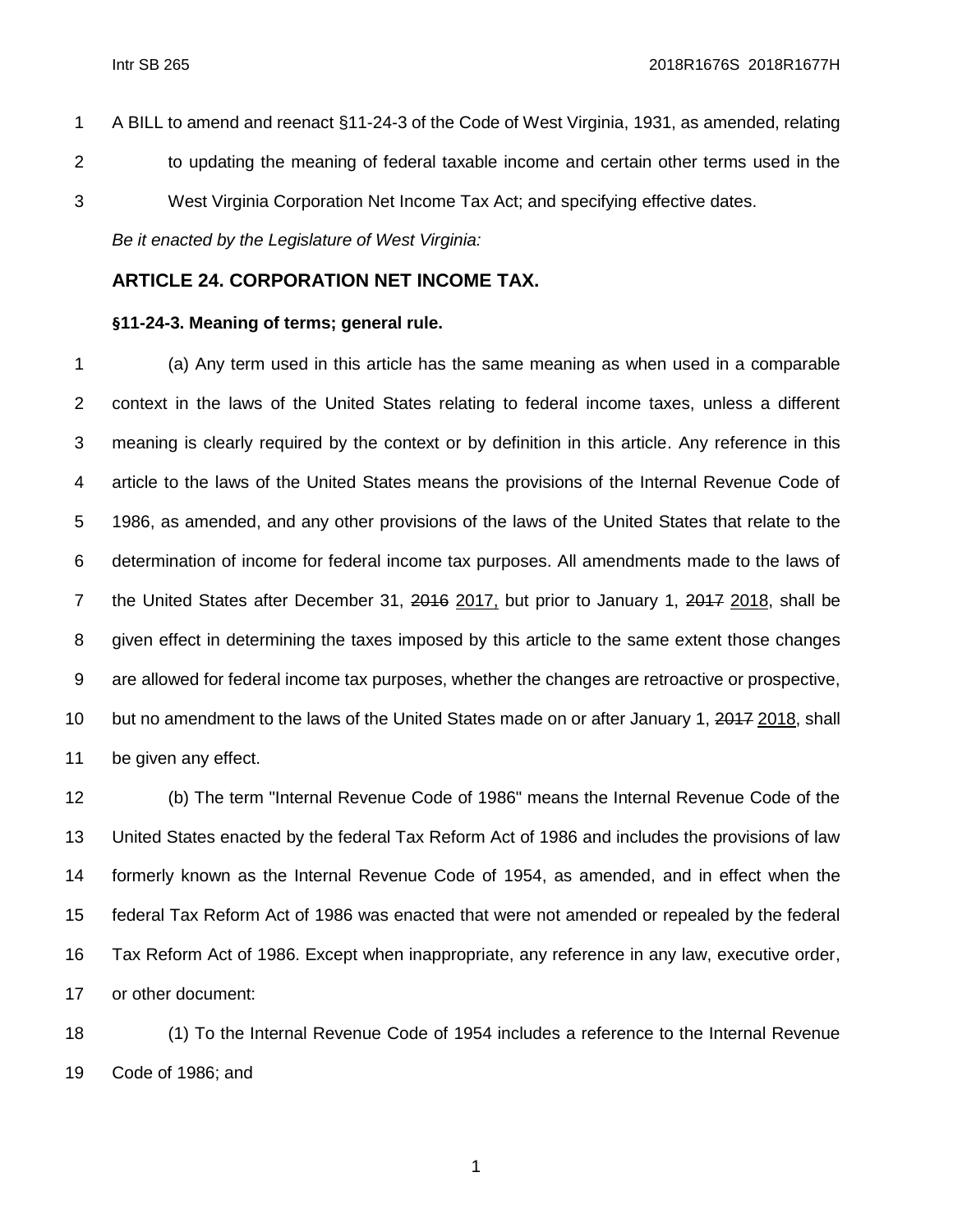A BILL to amend and reenact §11-24-3 of the Code of West Virginia, 1931, as amended, relating to updating the meaning of federal taxable income and certain other terms used in the West Virginia Corporation Net Income Tax Act; and specifying effective dates.

*Be it enacted by the Legislature of West Virginia:*

## ARTICLE 24. CORPORATION NET INCOME TAX.

### §11-24-3. Meaning of terms; general rule.

(a) Any term used in this article has the same meaning as when used in a comparable context in the laws of the United States relating to federal income taxes, unless a different meaning is clearly required by the context or by definition in this article. Any reference in this article to the laws of the United States means the provisions of the Internal Revenue Code of 1986, as amended, and any other provisions of the laws of the United States that relate to the determination of income for federal income tax purposes. All amendments made to the laws of the United States after December 31, ~~2016~~ 2017, but prior to January 1, ~~2017~~ 2018, shall be given effect in determining the taxes imposed by this article to the same extent those changes are allowed for federal income tax purposes, whether the changes are retroactive or prospective, but no amendment to the laws of the United States made on or after January 1, ~~2017~~ 2018, shall be given any effect.

(b) The term "Internal Revenue Code of 1986" means the Internal Revenue Code of the United States enacted by the federal Tax Reform Act of 1986 and includes the provisions of law formerly known as the Internal Revenue Code of 1954, as amended, and in effect when the federal Tax Reform Act of 1986 was enacted that were not amended or repealed by the federal Tax Reform Act of 1986. Except when inappropriate, any reference in any law, executive order, or other document:

(1) To the Internal Revenue Code of 1954 includes a reference to the Internal Revenue Code of 1986; and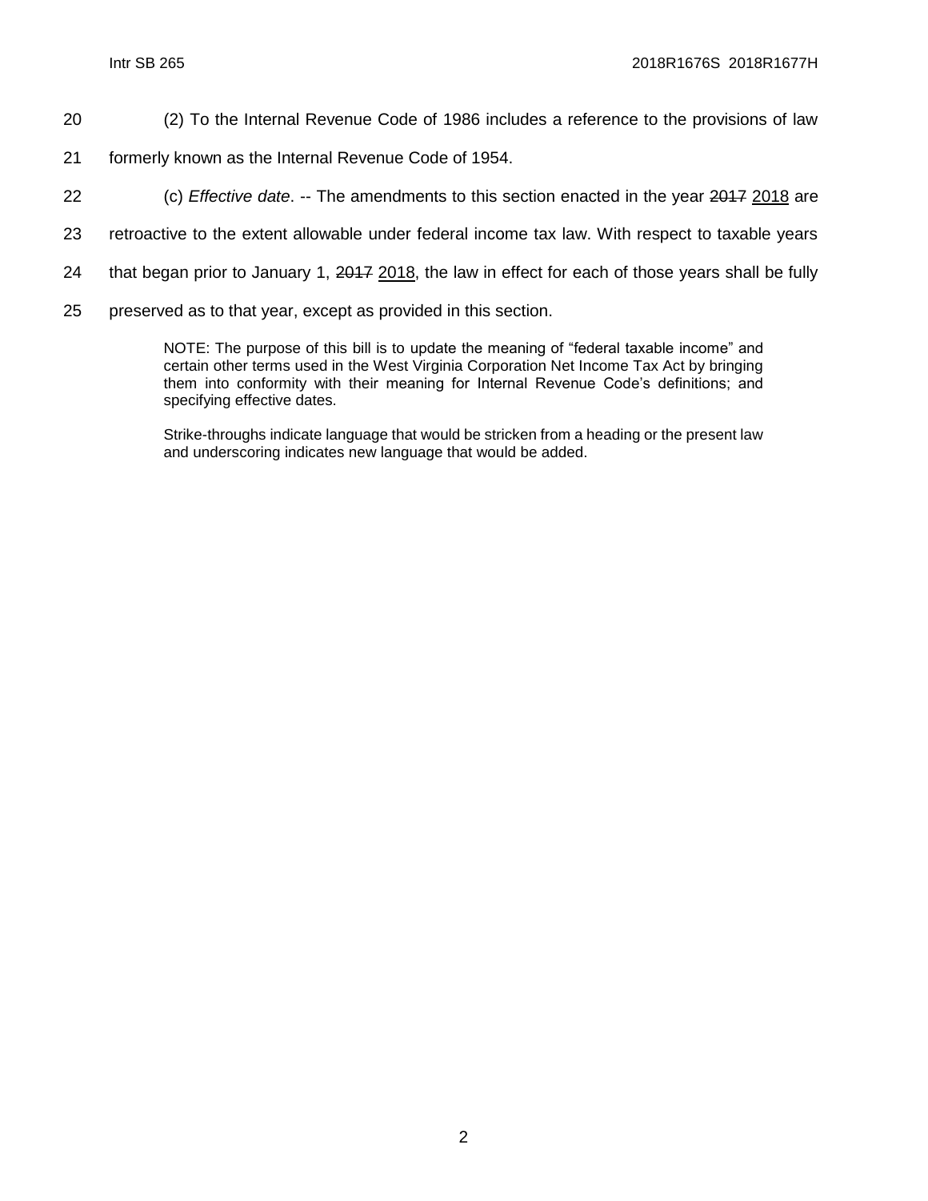20 (2) To the Internal Revenue Code of 1986 includes a reference to the provisions of law

21 formerly known as the Internal Revenue Code of 1954.

22 (c) *Effective date*. -- The amendments to this section enacted in the year ~~2017~~ <u>2018</u> are

23 retroactive to the extent allowable under federal income tax law. With respect to taxable years

24 that began prior to January 1, ~~2017~~ <u>2018</u>, the law in effect for each of those years shall be fully

25 preserved as to that year, except as provided in this section.

NOTE: The purpose of this bill is to update the meaning of "federal taxable income" and certain other terms used in the West Virginia Corporation Net Income Tax Act by bringing them into conformity with their meaning for Internal Revenue Code's definitions; and specifying effective dates.

Strike-throughs indicate language that would be stricken from a heading or the present law and underscoring indicates new language that would be added.